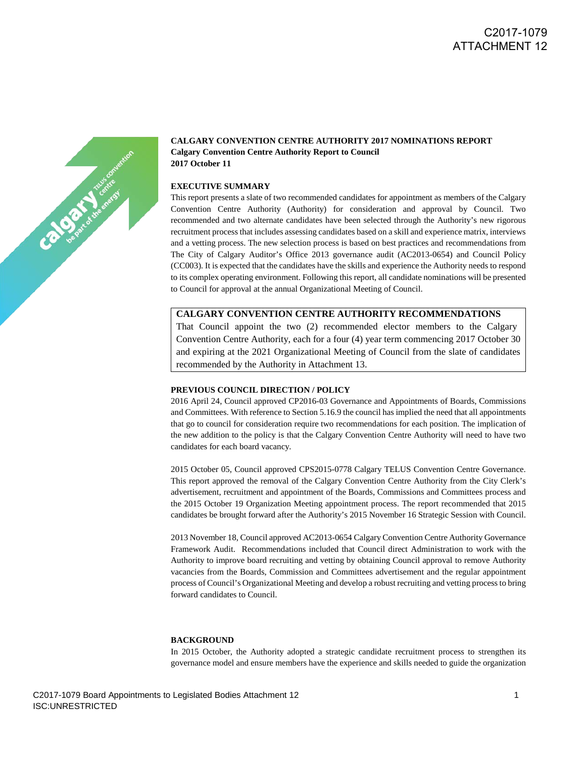C2017-1079
ATTACHMENT 12

**CALGARY CONVENTION CENTRE AUTHORITY 2017 NOMINATIONS REPORT**
**Calgary Convention Centre Authority Report to Council**
**2017 October 11**

## EXECUTIVE SUMMARY

This report presents a slate of two recommended candidates for appointment as members of the Calgary Convention Centre Authority (Authority) for consideration and approval by Council. Two recommended and two alternate candidates have been selected through the Authority's new rigorous recruitment process that includes assessing candidates based on a skill and experience matrix, interviews and a vetting process. The new selection process is based on best practices and recommendations from The City of Calgary Auditor's Office 2013 governance audit (AC2013-0654) and Council Policy (CC003). It is expected that the candidates have the skills and experience the Authority needs to respond to its complex operating environment. Following this report, all candidate nominations will be presented to Council for approval at the annual Organizational Meeting of Council.

## CALGARY CONVENTION CENTRE AUTHORITY RECOMMENDATIONS

That Council appoint the two (2) recommended elector members to the Calgary Convention Centre Authority, each for a four (4) year term commencing 2017 October 30 and expiring at the 2021 Organizational Meeting of Council from the slate of candidates recommended by the Authority in Attachment 13.

## PREVIOUS COUNCIL DIRECTION / POLICY

2016 April 24, Council approved CP2016-03 Governance and Appointments of Boards, Commissions and Committees. With reference to Section 5.16.9 the council has implied the need that all appointments that go to council for consideration require two recommendations for each position. The implication of the new addition to the policy is that the Calgary Convention Centre Authority will need to have two candidates for each board vacancy.

2015 October 05, Council approved CPS2015-0778 Calgary TELUS Convention Centre Governance. This report approved the removal of the Calgary Convention Centre Authority from the City Clerk's advertisement, recruitment and appointment of the Boards, Commissions and Committees process and the 2015 October 19 Organization Meeting appointment process. The report recommended that 2015 candidates be brought forward after the Authority's 2015 November 16 Strategic Session with Council.

2013 November 18, Council approved AC2013-0654 Calgary Convention Centre Authority Governance Framework Audit. Recommendations included that Council direct Administration to work with the Authority to improve board recruiting and vetting by obtaining Council approval to remove Authority vacancies from the Boards, Commission and Committees advertisement and the regular appointment process of Council's Organizational Meeting and develop a robust recruiting and vetting process to bring forward candidates to Council.

## BACKGROUND

In 2015 October, the Authority adopted a strategic candidate recruitment process to strengthen its governance model and ensure members have the experience and skills needed to guide the organization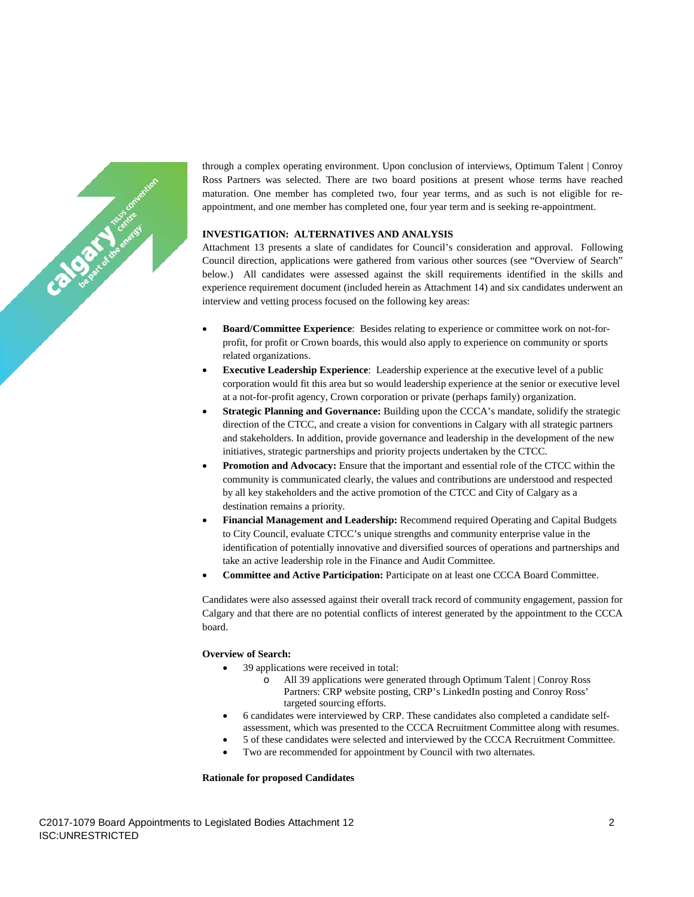through a complex operating environment. Upon conclusion of interviews, Optimum Talent | Conroy Ross Partners was selected. There are two board positions at present whose terms have reached maturation. One member has completed two, four year terms, and as such is not eligible for re-appointment, and one member has completed one, four year term and is seeking re-appointment.

**INVESTIGATION: ALTERNATIVES AND ANALYSIS**

Attachment 13 presents a slate of candidates for Council's consideration and approval. Following Council direction, applications were gathered from various other sources (see "Overview of Search" below.) All candidates were assessed against the skill requirements identified in the skills and experience requirement document (included herein as Attachment 14) and six candidates underwent an interview and vetting process focused on the following key areas:

- **Board/Committee Experience**: Besides relating to experience or committee work on not-for-profit, for profit or Crown boards, this would also apply to experience on community or sports related organizations.
- **Executive Leadership Experience**: Leadership experience at the executive level of a public corporation would fit this area but so would leadership experience at the senior or executive level at a not-for-profit agency, Crown corporation or private (perhaps family) organization.
- **Strategic Planning and Governance:** Building upon the CCCA's mandate, solidify the strategic direction of the CTCC, and create a vision for conventions in Calgary with all strategic partners and stakeholders. In addition, provide governance and leadership in the development of the new initiatives, strategic partnerships and priority projects undertaken by the CTCC.
- **Promotion and Advocacy:** Ensure that the important and essential role of the CTCC within the community is communicated clearly, the values and contributions are understood and respected by all key stakeholders and the active promotion of the CTCC and City of Calgary as a destination remains a priority.
- **Financial Management and Leadership:** Recommend required Operating and Capital Budgets to City Council, evaluate CTCC's unique strengths and community enterprise value in the identification of potentially innovative and diversified sources of operations and partnerships and take an active leadership role in the Finance and Audit Committee.
- **Committee and Active Participation:** Participate on at least one CCCA Board Committee.

Candidates were also assessed against their overall track record of community engagement, passion for Calgary and that there are no potential conflicts of interest generated by the appointment to the CCCA board.

**Overview of Search:**

- 39 applications were received in total:
  - All 39 applications were generated through Optimum Talent | Conroy Ross Partners: CRP website posting, CRP's LinkedIn posting and Conroy Ross' targeted sourcing efforts.
- 6 candidates were interviewed by CRP. These candidates also completed a candidate self-assessment, which was presented to the CCCA Recruitment Committee along with resumes.
- 5 of these candidates were selected and interviewed by the CCCA Recruitment Committee.
- Two are recommended for appointment by Council with two alternates.

**Rationale for proposed Candidates**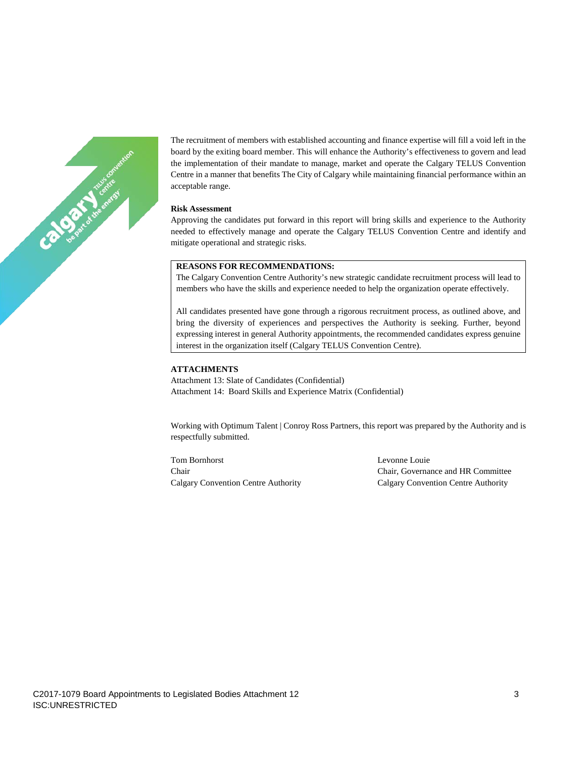The recruitment of members with established accounting and finance expertise will fill a void left in the board by the exiting board member. This will enhance the Authority's effectiveness to govern and lead the implementation of their mandate to manage, market and operate the Calgary TELUS Convention Centre in a manner that benefits The City of Calgary while maintaining financial performance within an acceptable range.

**Risk Assessment**

Approving the candidates put forward in this report will bring skills and experience to the Authority needed to effectively manage and operate the Calgary TELUS Convention Centre and identify and mitigate operational and strategic risks.

**REASONS FOR RECOMMENDATIONS:**

The Calgary Convention Centre Authority's new strategic candidate recruitment process will lead to members who have the skills and experience needed to help the organization operate effectively.

All candidates presented have gone through a rigorous recruitment process, as outlined above, and bring the diversity of experiences and perspectives the Authority is seeking. Further, beyond expressing interest in general Authority appointments, the recommended candidates express genuine interest in the organization itself (Calgary TELUS Convention Centre).

**ATTACHMENTS**

Attachment 13: Slate of Candidates (Confidential)
Attachment 14: Board Skills and Experience Matrix (Confidential)

Working with Optimum Talent | Conroy Ross Partners, this report was prepared by the Authority and is respectfully submitted.

Tom Bornhorst
Chair
Calgary Convention Centre Authority

Levonne Louie
Chair, Governance and HR Committee
Calgary Convention Centre Authority

C2017-1079 Board Appointments to Legislated Bodies Attachment 12
ISC:UNRESTRICTED